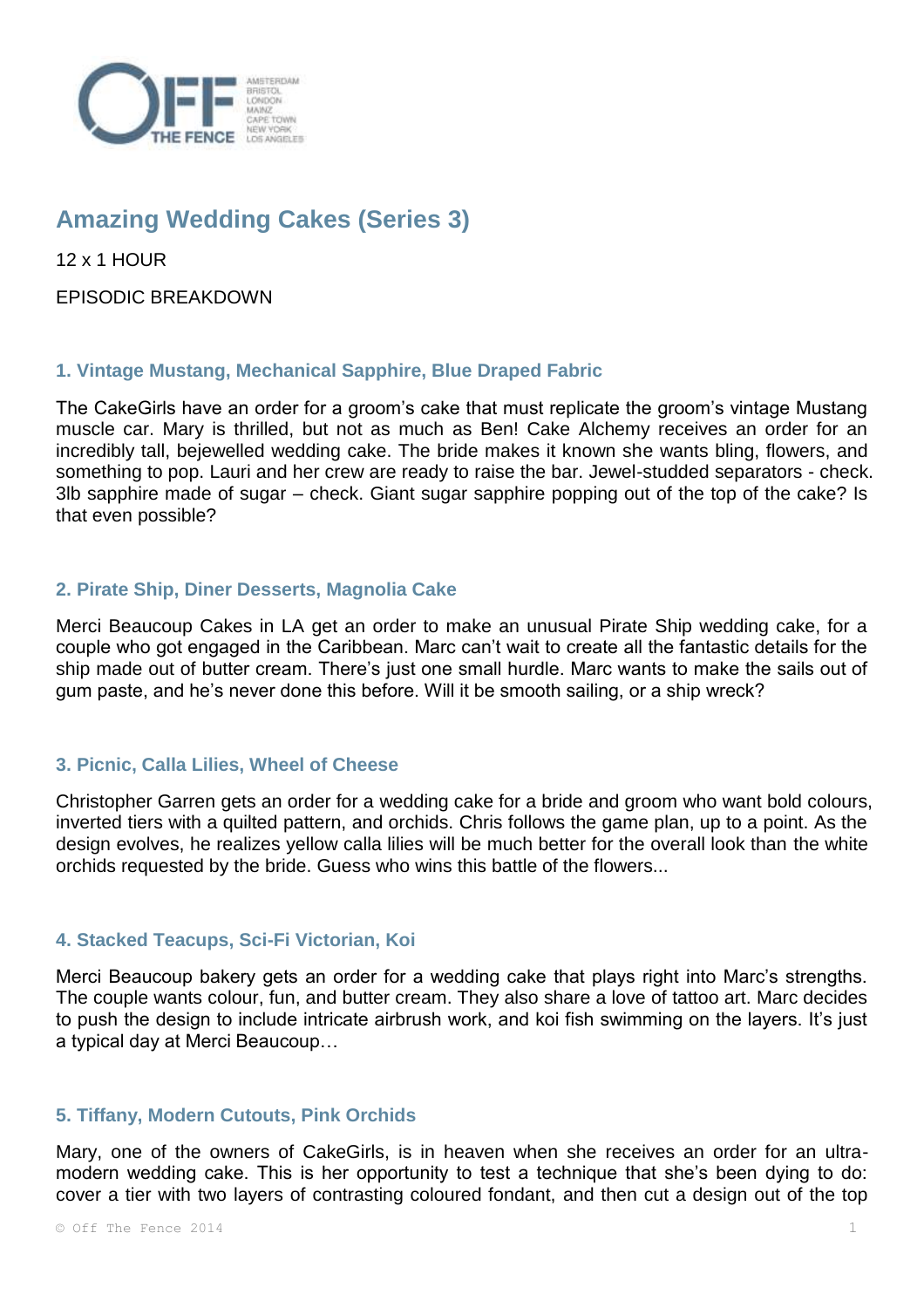# Amazing Wedding Cakes (Series 3)

12 x 1 HOUR

EPISODIC BREAKDOWN

### 1. Vintage Mustang, Mechanical Sapphire, Blue Draped Fabric

The CakeGirls have an order for a groom's cake that must replicate the groom's vintage Mustang muscle car. Mary is thrilled, but not as much as Ben! Cake Alchemy receives an order for an incredibly tall, bejewelled wedding cake. The bride makes it known she wants bling, flowers, and something to pop. Lauri and her crew are ready to raise the bar. Jewel-studded separators - check. 3lb sapphire made of sugar – check. Giant sugar sapphire popping out of the top of the cake? Is that even possible?

### 2. Pirate Ship, Diner Desserts, Magnolia Cake

Merci Beaucoup Cakes in LA get an order to make an unusual Pirate Ship wedding cake, for a couple who got engaged in the Caribbean. Marc can't wait to create all the fantastic details for the ship made out of butter cream. There's just one small hurdle. Marc wants to make the sails out of gum paste, and he's never done this before. Will it be smooth sailing, or a ship wreck?

### 3. Picnic, Calla Lilies, Wheel of Cheese

Christopher Garren gets an order for a wedding cake for a bride and groom who want bold colours, inverted tiers with a quilted pattern, and orchids. Chris follows the game plan, up to a point. As the design evolves, he realizes yellow calla lilies will be much better for the overall look than the white orchids requested by the bride. Guess who wins this battle of the flowers...

### 4. Stacked Teacups, Sci-Fi Victorian, Koi

Merci Beaucoup bakery gets an order for a wedding cake that plays right into Marc's strengths. The couple wants colour, fun, and butter cream. They also share a love of tattoo art. Marc decides to push the design to include intricate airbrush work, and koi fish swimming on the layers. It's just a typical day at Merci Beaucoup…

### 5. Tiffany, Modern Cutouts, Pink Orchids

Mary, one of the owners of CakeGirls, is in heaven when she receives an order for an ultra-modern wedding cake. This is her opportunity to test a technique that she's been dying to do: cover a tier with two layers of contrasting coloured fondant, and then cut a design out of the top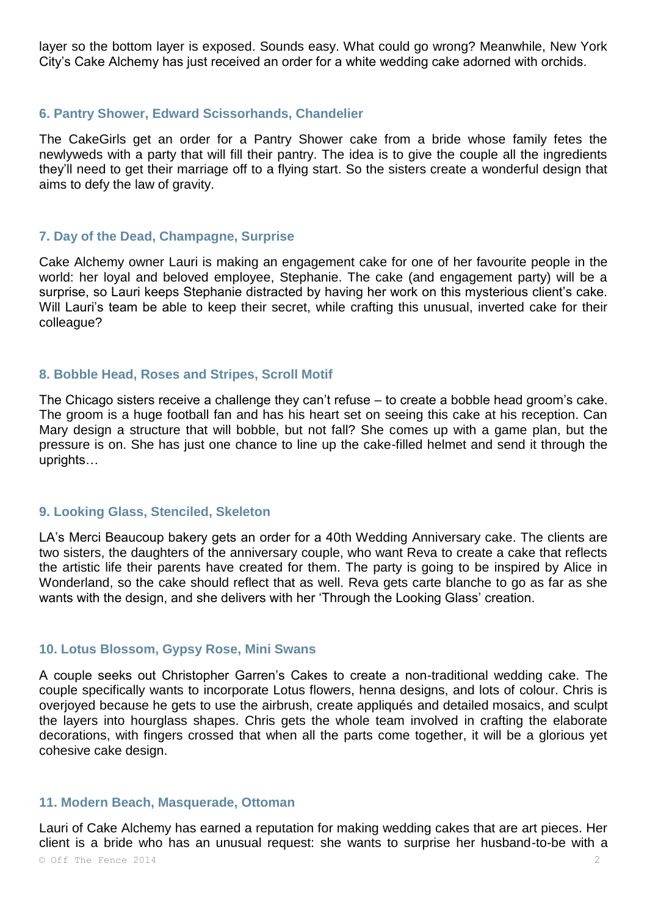layer so the bottom layer is exposed. Sounds easy. What could go wrong? Meanwhile, New York City's Cake Alchemy has just received an order for a white wedding cake adorned with orchids.

### 6. Pantry Shower, Edward Scissorhands, Chandelier

The CakeGirls get an order for a Pantry Shower cake from a bride whose family fetes the newlyweds with a party that will fill their pantry. The idea is to give the couple all the ingredients they'll need to get their marriage off to a flying start. So the sisters create a wonderful design that aims to defy the law of gravity.

### 7. Day of the Dead, Champagne, Surprise

Cake Alchemy owner Lauri is making an engagement cake for one of her favourite people in the world: her loyal and beloved employee, Stephanie. The cake (and engagement party) will be a surprise, so Lauri keeps Stephanie distracted by having her work on this mysterious client's cake. Will Lauri's team be able to keep their secret, while crafting this unusual, inverted cake for their colleague?

### 8. Bobble Head, Roses and Stripes, Scroll Motif

The Chicago sisters receive a challenge they can't refuse – to create a bobble head groom's cake. The groom is a huge football fan and has his heart set on seeing this cake at his reception. Can Mary design a structure that will bobble, but not fall? She comes up with a game plan, but the pressure is on. She has just one chance to line up the cake-filled helmet and send it through the uprights…

### 9. Looking Glass, Stenciled, Skeleton

LA's Merci Beaucoup bakery gets an order for a 40th Wedding Anniversary cake. The clients are two sisters, the daughters of the anniversary couple, who want Reva to create a cake that reflects the artistic life their parents have created for them. The party is going to be inspired by Alice in Wonderland, so the cake should reflect that as well. Reva gets carte blanche to go as far as she wants with the design, and she delivers with her 'Through the Looking Glass' creation.

### 10. Lotus Blossom, Gypsy Rose, Mini Swans

A couple seeks out Christopher Garren's Cakes to create a non-traditional wedding cake. The couple specifically wants to incorporate Lotus flowers, henna designs, and lots of colour. Chris is overjoyed because he gets to use the airbrush, create appliqués and detailed mosaics, and sculpt the layers into hourglass shapes. Chris gets the whole team involved in crafting the elaborate decorations, with fingers crossed that when all the parts come together, it will be a glorious yet cohesive cake design.

### 11. Modern Beach, Masquerade, Ottoman

Lauri of Cake Alchemy has earned a reputation for making wedding cakes that are art pieces. Her client is a bride who has an unusual request: she wants to surprise her husband-to-be with a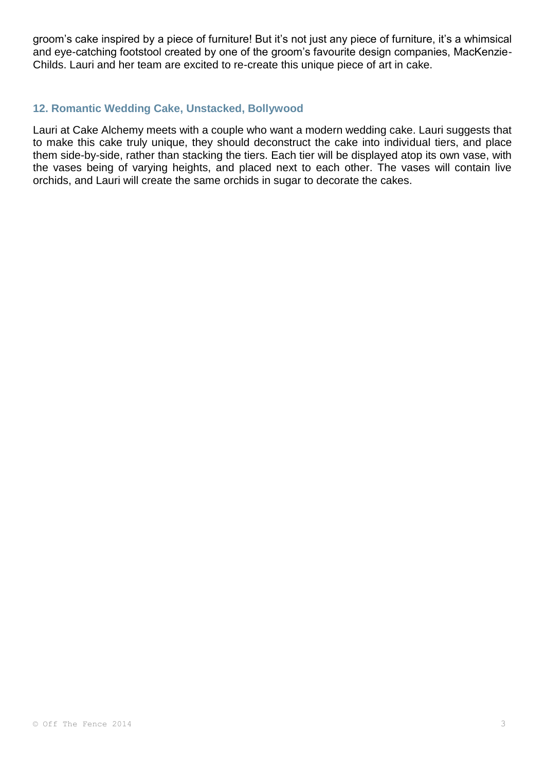groom's cake inspired by a piece of furniture! But it's not just any piece of furniture, it's a whimsical and eye-catching footstool created by one of the groom's favourite design companies, MacKenzie-Childs. Lauri and her team are excited to re-create this unique piece of art in cake.

### 12. Romantic Wedding Cake, Unstacked, Bollywood

Lauri at Cake Alchemy meets with a couple who want a modern wedding cake. Lauri suggests that to make this cake truly unique, they should deconstruct the cake into individual tiers, and place them side-by-side, rather than stacking the tiers. Each tier will be displayed atop its own vase, with the vases being of varying heights, and placed next to each other. The vases will contain live orchids, and Lauri will create the same orchids in sugar to decorate the cakes.